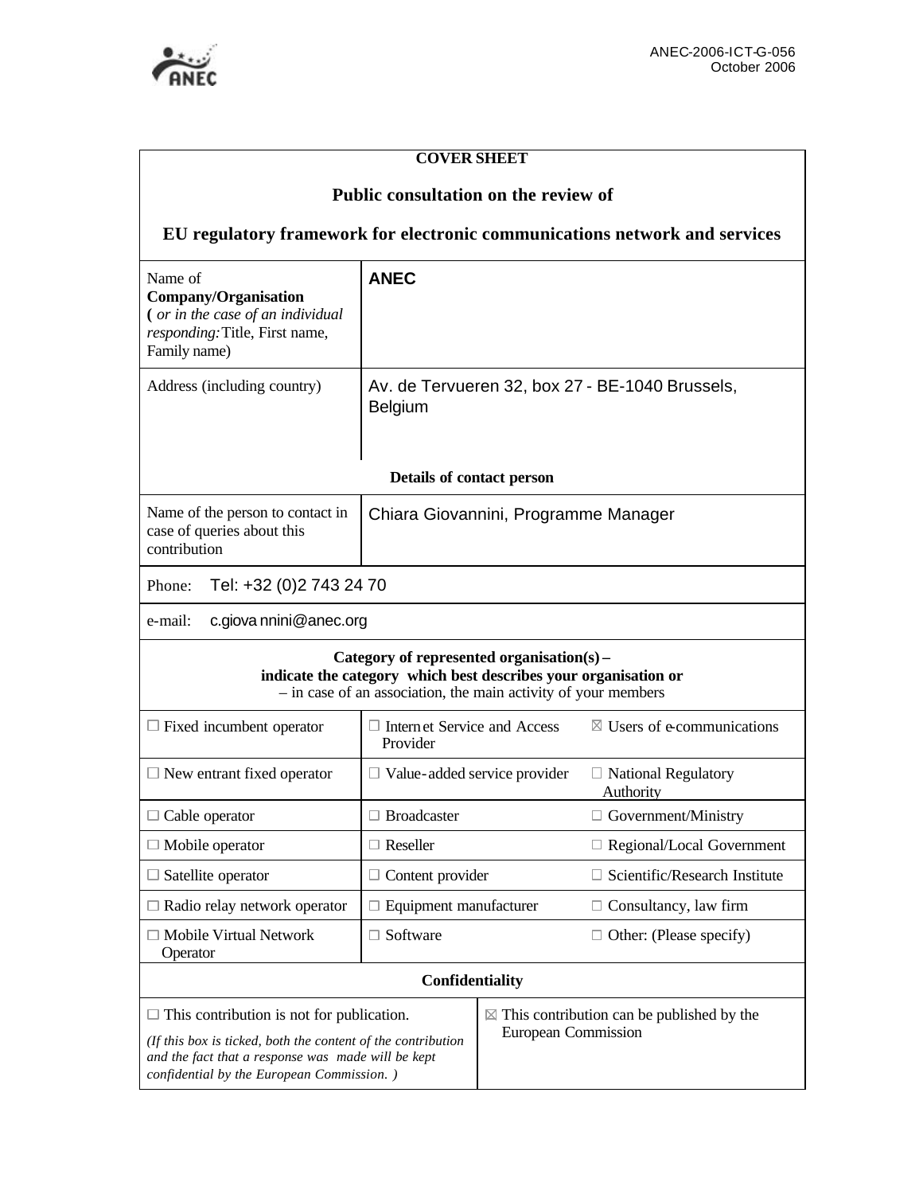ANEC-2006-ICT-G-056
October 2006

**COVER SHEET**

## Public consultation on the review of

## EU regulatory framework for electronic communications network and services

| Name of **Company/Organisation** (*or in the case of an individual responding:* Title, First name, Family name) | ANEC |
|---|---|
| Address (including country) | Av. de Tervueren 32, box 27 - BE-1040 Brussels, Belgium |

**Details of contact person**

| Name of the person to contact in case of queries about this contribution | Chiara Giovannini, Programme Manager |
|---|---|
| Phone: | Tel: +32 (0)2 743 24 70 |
| e-mail: | c.giovannini@anec.org |

**Category of represented organisation(s) – indicate the category which best describes your organisation or** – in case of an association, the main activity of your members

| | | |
|---|---|---|
| ☐ Fixed incumbent operator | ☐ Internet Service and Access Provider | ☒ Users of e-communications |
| ☐ New entrant fixed operator | ☐ Value-added service provider | ☐ National Regulatory Authority |
| ☐ Cable operator | ☐ Broadcaster | ☐ Government/Ministry |
| ☐ Mobile operator | ☐ Reseller | ☐ Regional/Local Government |
| ☐ Satellite operator | ☐ Content provider | ☐ Scientific/Research Institute |
| ☐ Radio relay network operator | ☐ Equipment manufacturer | ☐ Consultancy, law firm |
| ☐ Mobile Virtual Network Operator | ☐ Software | ☐ Other: (Please specify) |

**Confidentiality**

| | |
|---|---|
| ☐ This contribution is not for publication. *(If this box is ticked, both the content of the contribution and the fact that a response was made will be kept confidential by the European Commission.)* | ☒ This contribution can be published by the European Commission |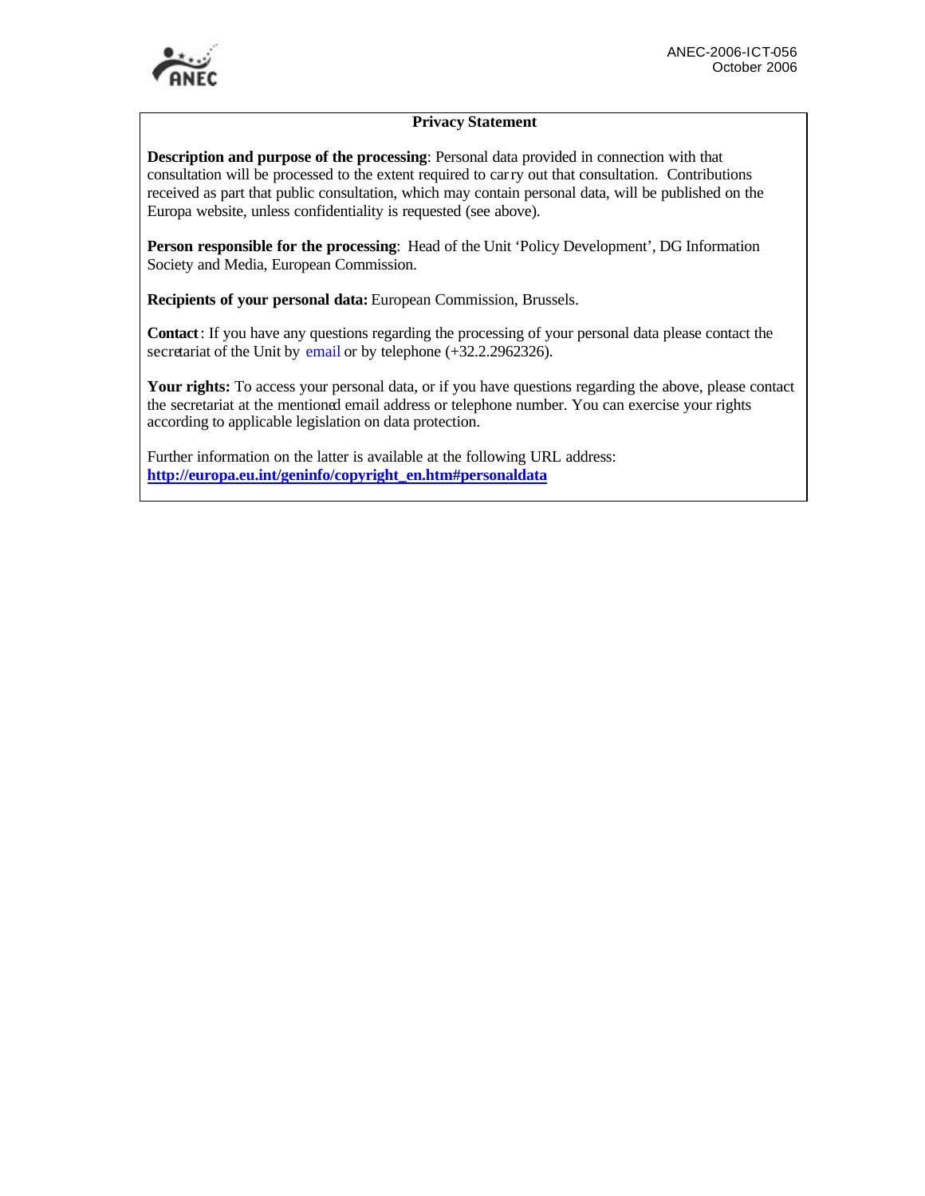**Privacy Statement**

**Description and purpose of the processing**: Personal data provided in connection with that consultation will be processed to the extent required to carry out that consultation. Contributions received as part that public consultation, which may contain personal data, will be published on the Europa website, unless confidentiality is requested (see above).

**Person responsible for the processing**: Head of the Unit 'Policy Development', DG Information Society and Media, European Commission.

**Recipients of your personal data:** European Commission, Brussels.

**Contact**: If you have any questions regarding the processing of your personal data please contact the secretariat of the Unit by email or by telephone (+32.2.2962326).

**Your rights:** To access your personal data, or if you have questions regarding the above, please contact the secretariat at the mentioned email address or telephone number. You can exercise your rights according to applicable legislation on data protection.

Further information on the latter is available at the following URL address:
**http://europa.eu.int/geninfo/copyright_en.htm#personaldata**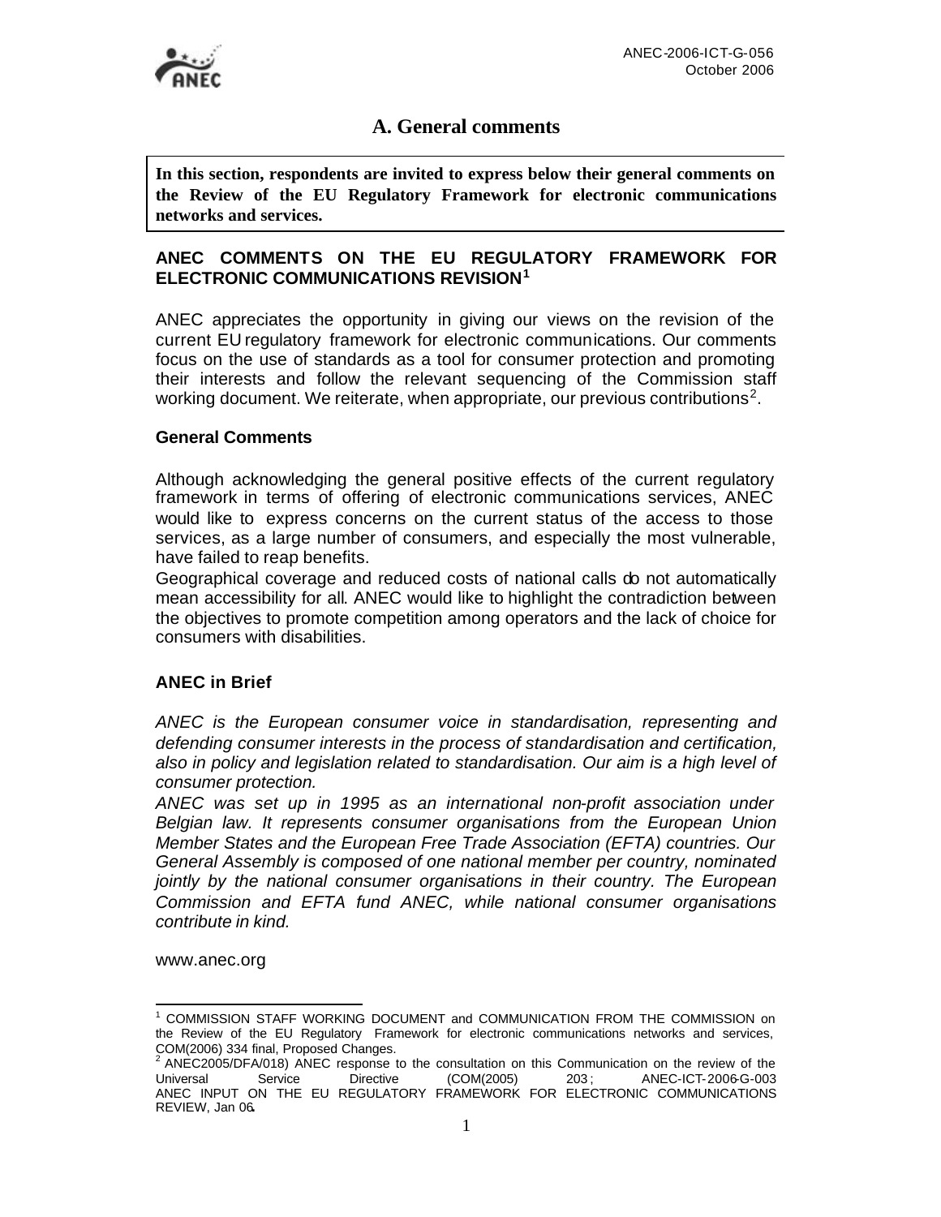## A. General comments

**In this section, respondents are invited to express below their general comments on the Review of the EU Regulatory Framework for electronic communications networks and services.**

### ANEC COMMENTS ON THE EU REGULATORY FRAMEWORK FOR ELECTRONIC COMMUNICATIONS REVISION[1]

ANEC appreciates the opportunity in giving our views on the revision of the current EU regulatory framework for electronic communications. Our comments focus on the use of standards as a tool for consumer protection and promoting their interests and follow the relevant sequencing of the Commission staff working document. We reiterate, when appropriate, our previous contributions[2].

### General Comments

Although acknowledging the general positive effects of the current regulatory framework in terms of offering of electronic communications services, ANEC would like to express concerns on the current status of the access to those services, as a large number of consumers, and especially the most vulnerable, have failed to reap benefits.

Geographical coverage and reduced costs of national calls do not automatically mean accessibility for all. ANEC would like to highlight the contradiction between the objectives to promote competition among operators and the lack of choice for consumers with disabilities.

### ANEC in Brief

*ANEC is the European consumer voice in standardisation, representing and defending consumer interests in the process of standardisation and certification, also in policy and legislation related to standardisation. Our aim is a high level of consumer protection.*

*ANEC was set up in 1995 as an international non-profit association under Belgian law. It represents consumer organisations from the European Union Member States and the European Free Trade Association (EFTA) countries. Our General Assembly is composed of one national member per country, nominated jointly by the national consumer organisations in their country. The European Commission and EFTA fund ANEC, while national consumer organisations contribute in kind.*

www.anec.org

---

[1] COMMISSION STAFF WORKING DOCUMENT and COMMUNICATION FROM THE COMMISSION on the Review of the EU Regulatory Framework for electronic communications networks and services, COM(2006) 334 final, Proposed Changes.

[2] ANEC2005/DFA/018) ANEC response to the consultation on this Communication on the review of the Universal Service Directive (COM(2005) 203; ANEC-ICT-2006-G-003 ANEC INPUT ON THE EU REGULATORY FRAMEWORK FOR ELECTRONIC COMMUNICATIONS REVIEW, Jan 06.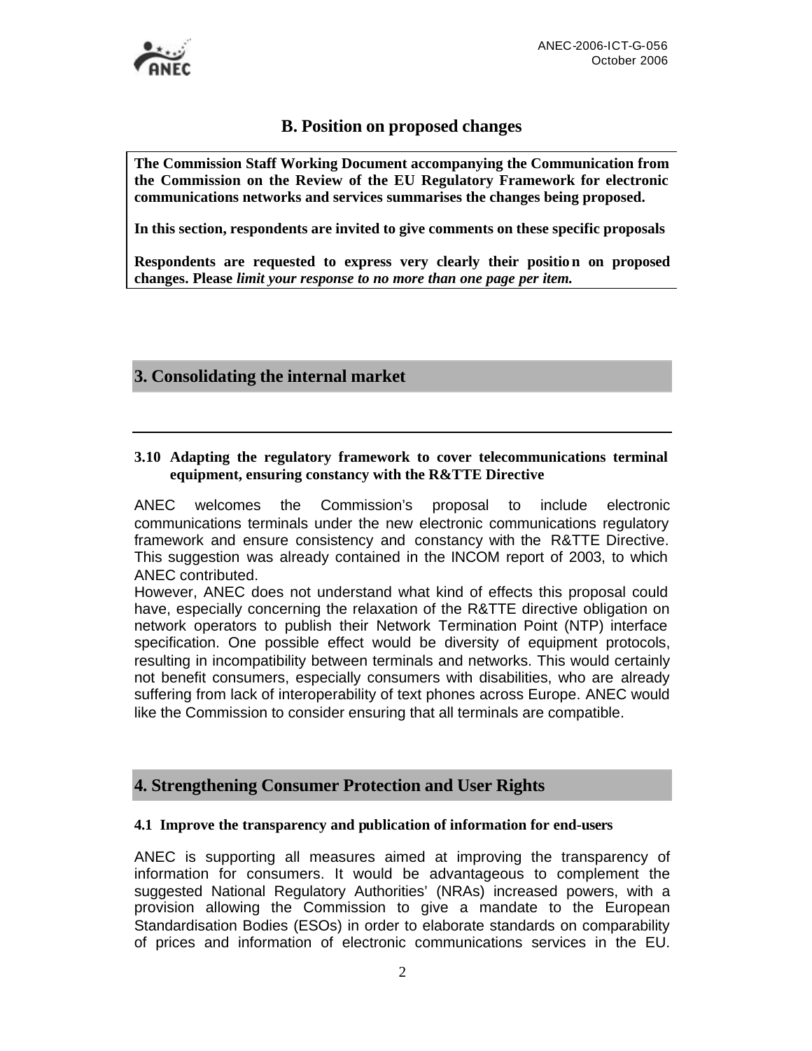## B. Position on proposed changes

**The Commission Staff Working Document accompanying the Communication from the Commission on the Review of the EU Regulatory Framework for electronic communications networks and services summarises the changes being proposed.**

**In this section, respondents are invited to give comments on these specific proposals**

**Respondents are requested to express very clearly their position on proposed changes. Please *limit your response to no more than one page per item.***

## 3. Consolidating the internal market

### 3.10 Adapting the regulatory framework to cover telecommunications terminal equipment, ensuring constancy with the R&TTE Directive

ANEC welcomes the Commission's proposal to include electronic communications terminals under the new electronic communications regulatory framework and ensure consistency and constancy with the R&TTE Directive. This suggestion was already contained in the INCOM report of 2003, to which ANEC contributed.

However, ANEC does not understand what kind of effects this proposal could have, especially concerning the relaxation of the R&TTE directive obligation on network operators to publish their Network Termination Point (NTP) interface specification. One possible effect would be diversity of equipment protocols, resulting in incompatibility between terminals and networks. This would certainly not benefit consumers, especially consumers with disabilities, who are already suffering from lack of interoperability of text phones across Europe. ANEC would like the Commission to consider ensuring that all terminals are compatible.

## 4. Strengthening Consumer Protection and User Rights

### 4.1 Improve the transparency and publication of information for end-users

ANEC is supporting all measures aimed at improving the transparency of information for consumers. It would be advantageous to complement the suggested National Regulatory Authorities' (NRAs) increased powers, with a provision allowing the Commission to give a mandate to the European Standardisation Bodies (ESOs) in order to elaborate standards on comparability of prices and information of electronic communications services in the EU.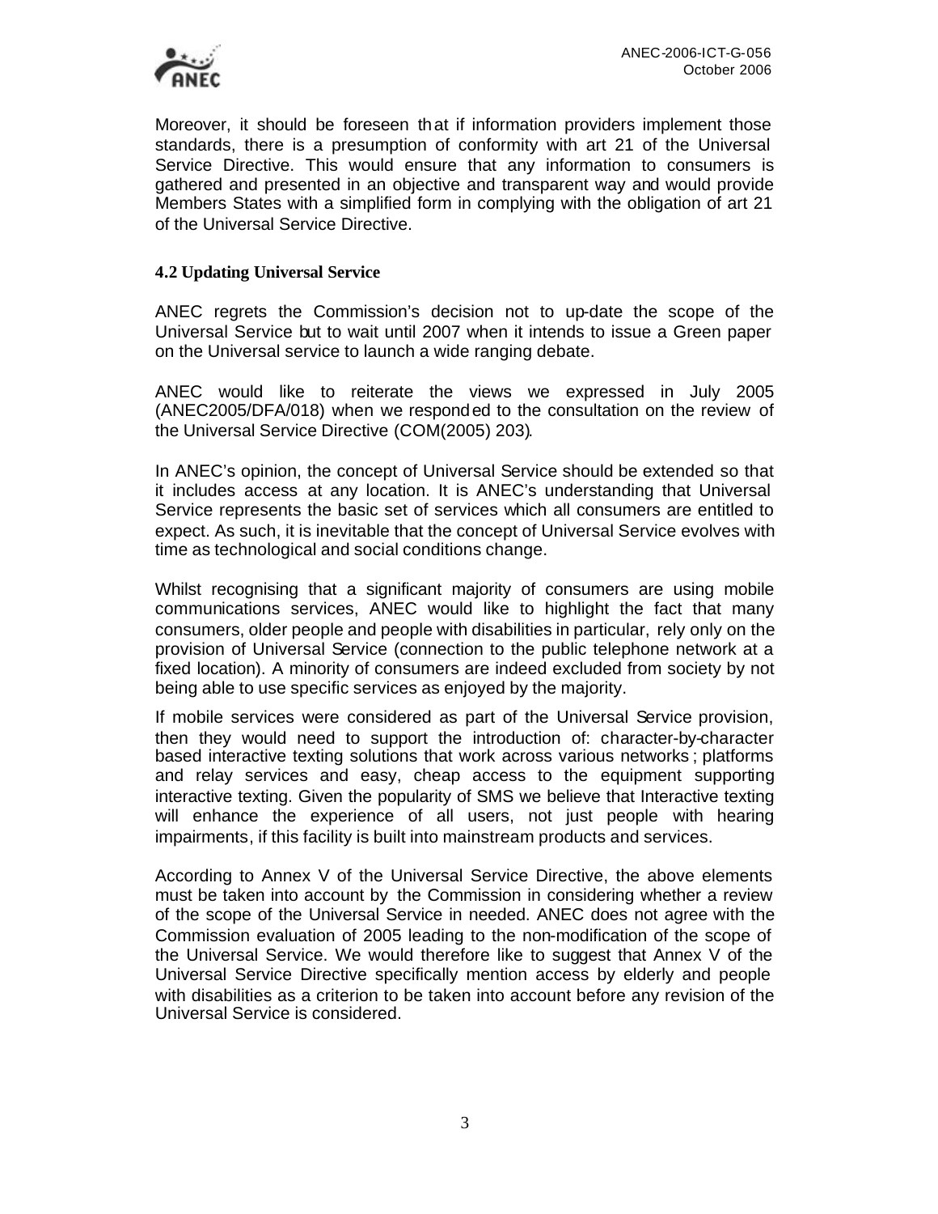Moreover, it should be foreseen that if information providers implement those standards, there is a presumption of conformity with art 21 of the Universal Service Directive. This would ensure that any information to consumers is gathered and presented in an objective and transparent way and would provide Members States with a simplified form in complying with the obligation of art 21 of the Universal Service Directive.

### 4.2 Updating Universal Service

ANEC regrets the Commission's decision not to up-date the scope of the Universal Service but to wait until 2007 when it intends to issue a Green paper on the Universal service to launch a wide ranging debate.

ANEC would like to reiterate the views we expressed in July 2005 (ANEC2005/DFA/018) when we responded to the consultation on the review of the Universal Service Directive (COM(2005) 203).

In ANEC's opinion, the concept of Universal Service should be extended so that it includes access at any location. It is ANEC's understanding that Universal Service represents the basic set of services which all consumers are entitled to expect. As such, it is inevitable that the concept of Universal Service evolves with time as technological and social conditions change.

Whilst recognising that a significant majority of consumers are using mobile communications services, ANEC would like to highlight the fact that many consumers, older people and people with disabilities in particular, rely only on the provision of Universal Service (connection to the public telephone network at a fixed location). A minority of consumers are indeed excluded from society by not being able to use specific services as enjoyed by the majority.

If mobile services were considered as part of the Universal Service provision, then they would need to support the introduction of: character-by-character based interactive texting solutions that work across various networks; platforms and relay services and easy, cheap access to the equipment supporting interactive texting. Given the popularity of SMS we believe that Interactive texting will enhance the experience of all users, not just people with hearing impairments, if this facility is built into mainstream products and services.

According to Annex V of the Universal Service Directive, the above elements must be taken into account by the Commission in considering whether a review of the scope of the Universal Service in needed. ANEC does not agree with the Commission evaluation of 2005 leading to the non-modification of the scope of the Universal Service. We would therefore like to suggest that Annex V of the Universal Service Directive specifically mention access by elderly and people with disabilities as a criterion to be taken into account before any revision of the Universal Service is considered.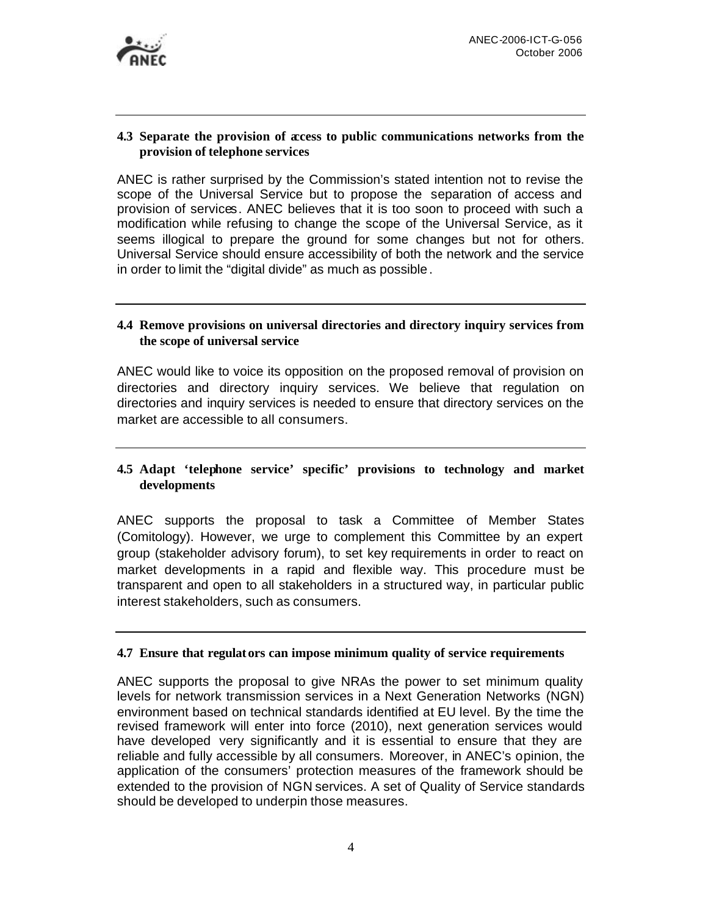### 4.3 Separate the provision of access to public communications networks from the provision of telephone services

ANEC is rather surprised by the Commission's stated intention not to revise the scope of the Universal Service but to propose the separation of access and provision of services. ANEC believes that it is too soon to proceed with such a modification while refusing to change the scope of the Universal Service, as it seems illogical to prepare the ground for some changes but not for others. Universal Service should ensure accessibility of both the network and the service in order to limit the "digital divide" as much as possible.

### 4.4 Remove provisions on universal directories and directory inquiry services from the scope of universal service

ANEC would like to voice its opposition on the proposed removal of provision on directories and directory inquiry services. We believe that regulation on directories and inquiry services is needed to ensure that directory services on the market are accessible to all consumers.

### 4.5 Adapt 'telephone service' specific' provisions to technology and market developments

ANEC supports the proposal to task a Committee of Member States (Comitology). However, we urge to complement this Committee by an expert group (stakeholder advisory forum), to set key requirements in order to react on market developments in a rapid and flexible way. This procedure must be transparent and open to all stakeholders in a structured way, in particular public interest stakeholders, such as consumers.

### 4.7 Ensure that regulators can impose minimum quality of service requirements

ANEC supports the proposal to give NRAs the power to set minimum quality levels for network transmission services in a Next Generation Networks (NGN) environment based on technical standards identified at EU level. By the time the revised framework will enter into force (2010), next generation services would have developed very significantly and it is essential to ensure that they are reliable and fully accessible by all consumers. Moreover, in ANEC's opinion, the application of the consumers' protection measures of the framework should be extended to the provision of NGN services. A set of Quality of Service standards should be developed to underpin those measures.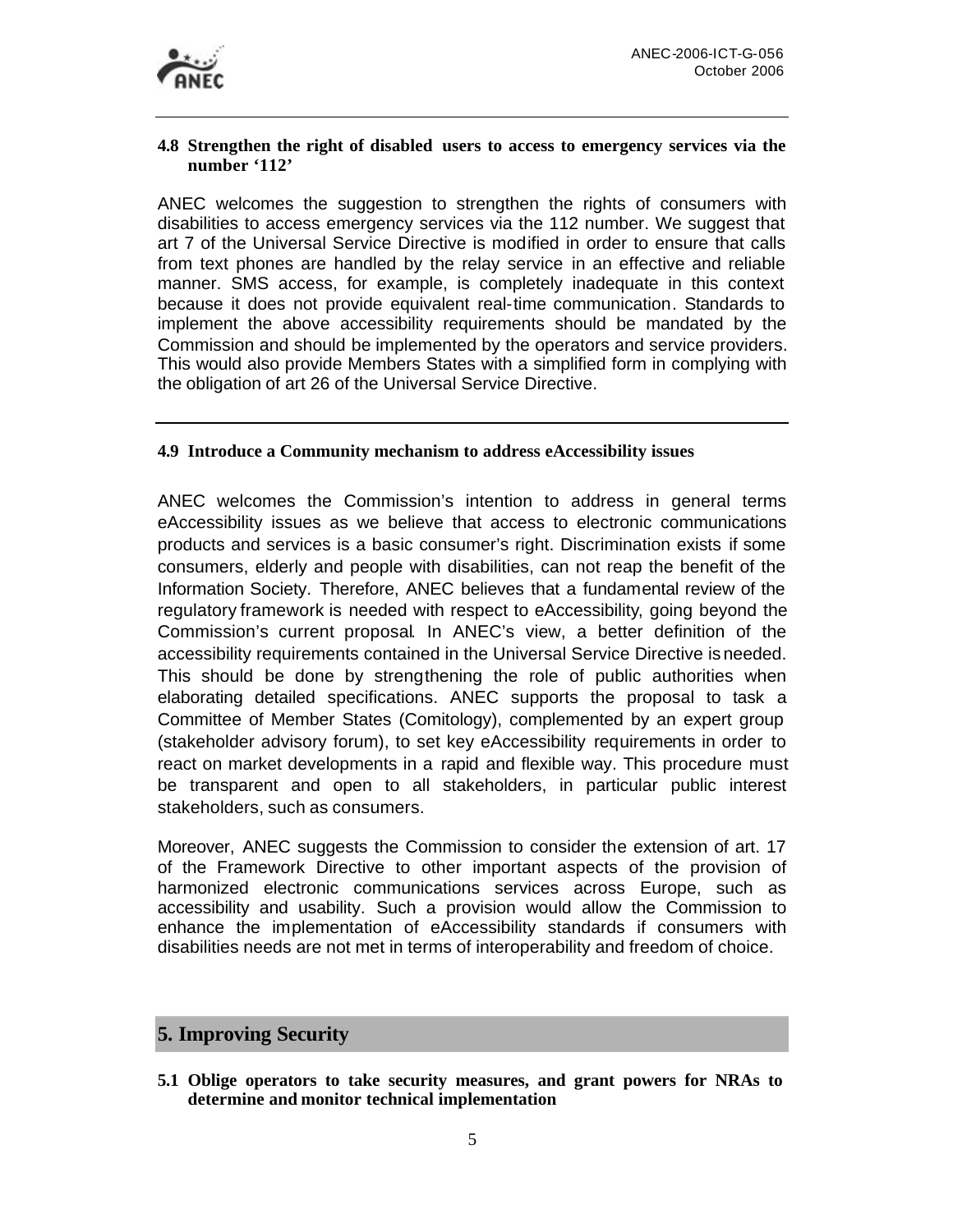### 4.8 Strengthen the right of disabled users to access to emergency services via the number '112'

ANEC welcomes the suggestion to strengthen the rights of consumers with disabilities to access emergency services via the 112 number. We suggest that art 7 of the Universal Service Directive is modified in order to ensure that calls from text phones are handled by the relay service in an effective and reliable manner. SMS access, for example, is completely inadequate in this context because it does not provide equivalent real-time communication. Standards to implement the above accessibility requirements should be mandated by the Commission and should be implemented by the operators and service providers. This would also provide Members States with a simplified form in complying with the obligation of art 26 of the Universal Service Directive.

---

### 4.9 Introduce a Community mechanism to address eAccessibility issues

ANEC welcomes the Commission's intention to address in general terms eAccessibility issues as we believe that access to electronic communications products and services is a basic consumer's right. Discrimination exists if some consumers, elderly and people with disabilities, can not reap the benefit of the Information Society. Therefore, ANEC believes that a fundamental review of the regulatory framework is needed with respect to eAccessibility, going beyond the Commission's current proposal. In ANEC's view, a better definition of the accessibility requirements contained in the Universal Service Directive is needed. This should be done by strengthening the role of public authorities when elaborating detailed specifications. ANEC supports the proposal to task a Committee of Member States (Comitology), complemented by an expert group (stakeholder advisory forum), to set key eAccessibility requirements in order to react on market developments in a rapid and flexible way. This procedure must be transparent and open to all stakeholders, in particular public interest stakeholders, such as consumers.

Moreover, ANEC suggests the Commission to consider the extension of art. 17 of the Framework Directive to other important aspects of the provision of harmonized electronic communications services across Europe, such as accessibility and usability. Such a provision would allow the Commission to enhance the implementation of eAccessibility standards if consumers with disabilities needs are not met in terms of interoperability and freedom of choice.

## 5. Improving Security

### 5.1 Oblige operators to take security measures, and grant powers for NRAs to determine and monitor technical implementation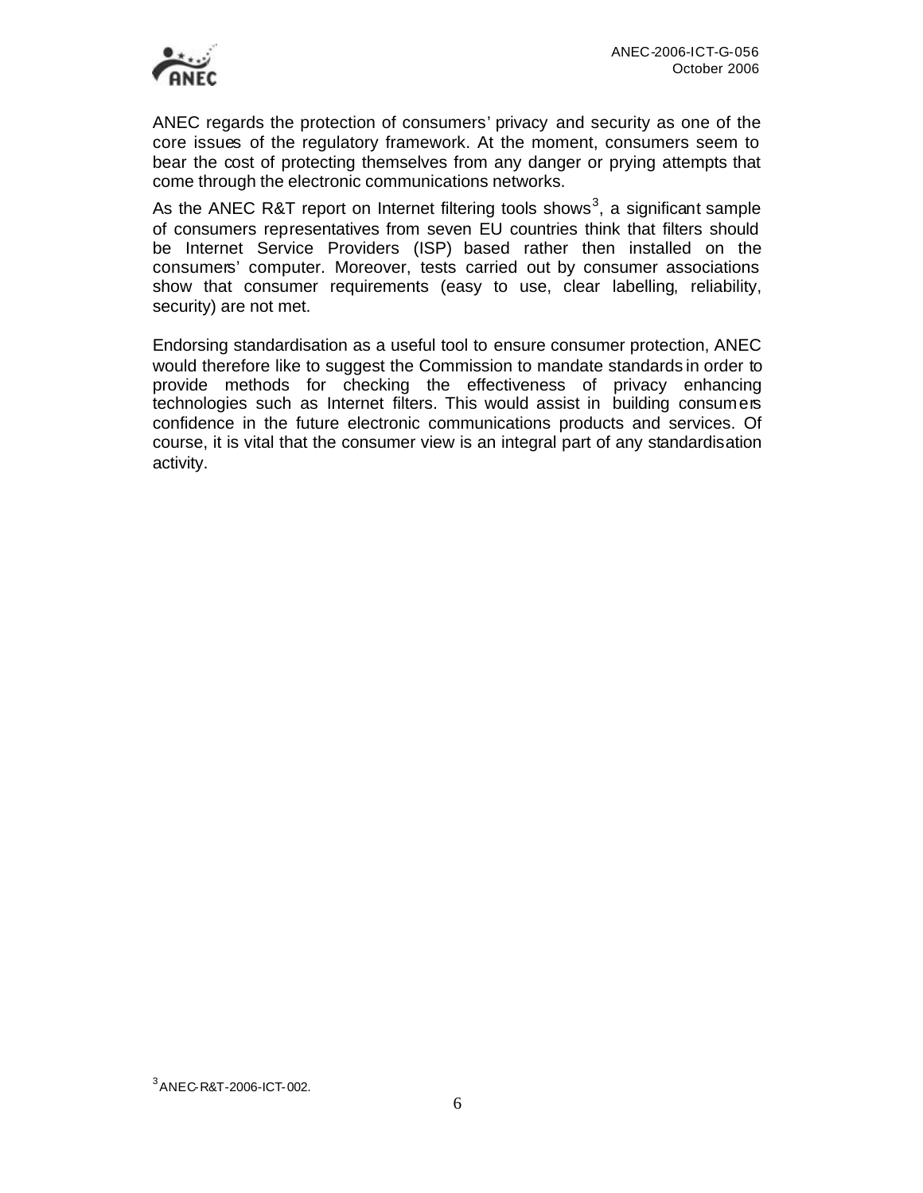ANEC regards the protection of consumers' privacy and security as one of the core issues of the regulatory framework. At the moment, consumers seem to bear the cost of protecting themselves from any danger or prying attempts that come through the electronic communications networks.

As the ANEC R&T report on Internet filtering tools shows[3], a significant sample of consumers representatives from seven EU countries think that filters should be Internet Service Providers (ISP) based rather then installed on the consumers' computer. Moreover, tests carried out by consumer associations show that consumer requirements (easy to use, clear labelling, reliability, security) are not met.

Endorsing standardisation as a useful tool to ensure consumer protection, ANEC would therefore like to suggest the Commission to mandate standards in order to provide methods for checking the effectiveness of privacy enhancing technologies such as Internet filters. This would assist in building consumers confidence in the future electronic communications products and services. Of course, it is vital that the consumer view is an integral part of any standardisation activity.

[3] ANEC-R&T-2006-ICT-002.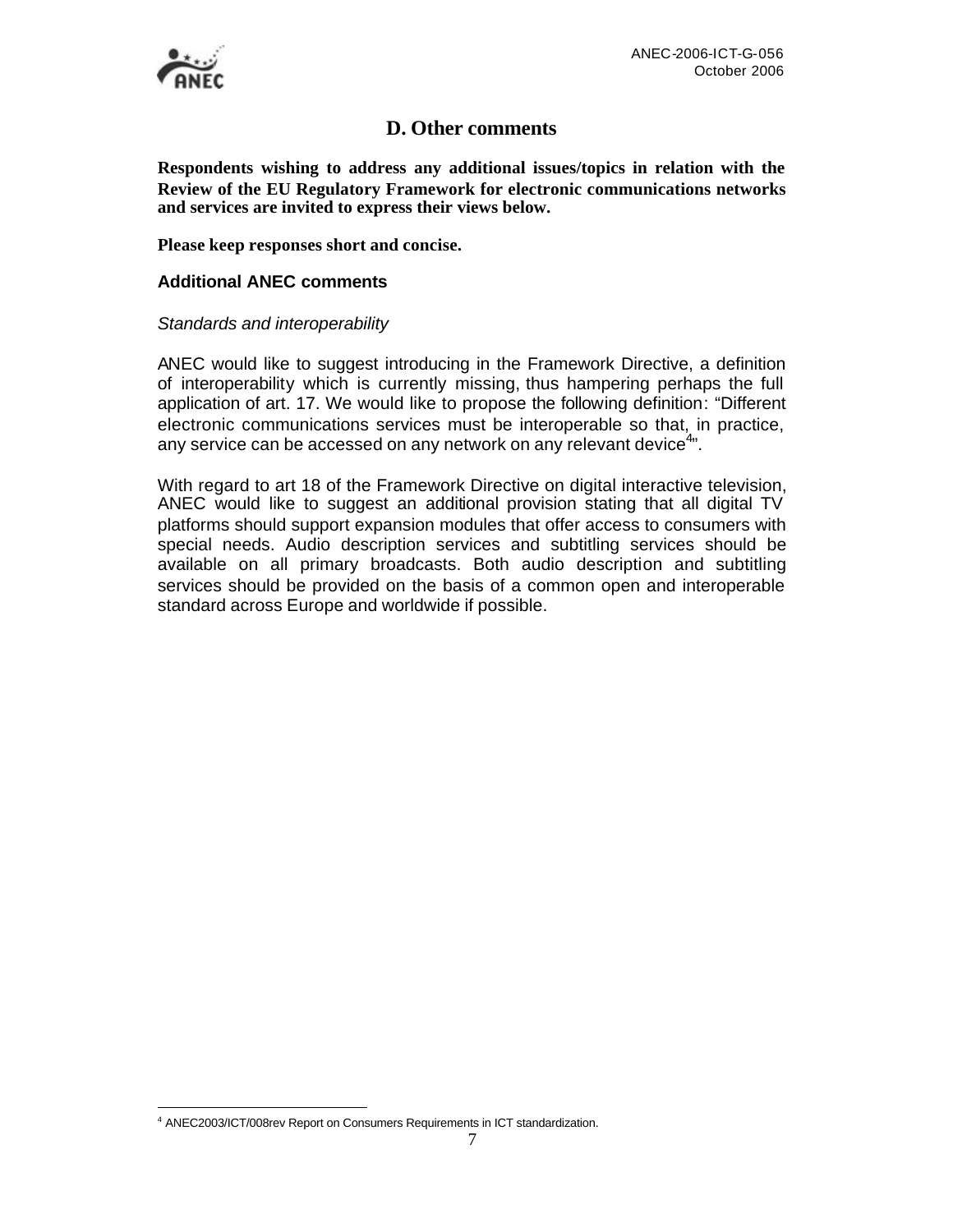## D. Other comments

**Respondents wishing to address any additional issues/topics in relation with the Review of the EU Regulatory Framework for electronic communications networks and services are invited to express their views below.**

**Please keep responses short and concise.**

### Additional ANEC comments

*Standards and interoperability*

ANEC would like to suggest introducing in the Framework Directive, a definition of interoperability which is currently missing, thus hampering perhaps the full application of art. 17. We would like to propose the following definition: "Different electronic communications services must be interoperable so that, in practice, any service can be accessed on any network on any relevant device[4]".

With regard to art 18 of the Framework Directive on digital interactive television, ANEC would like to suggest an additional provision stating that all digital TV platforms should support expansion modules that offer access to consumers with special needs. Audio description services and subtitling services should be available on all primary broadcasts. Both audio description and subtitling services should be provided on the basis of a common open and interoperable standard across Europe and worldwide if possible.

---

[4] ANEC2003/ICT/008rev Report on Consumers Requirements in ICT standardization.